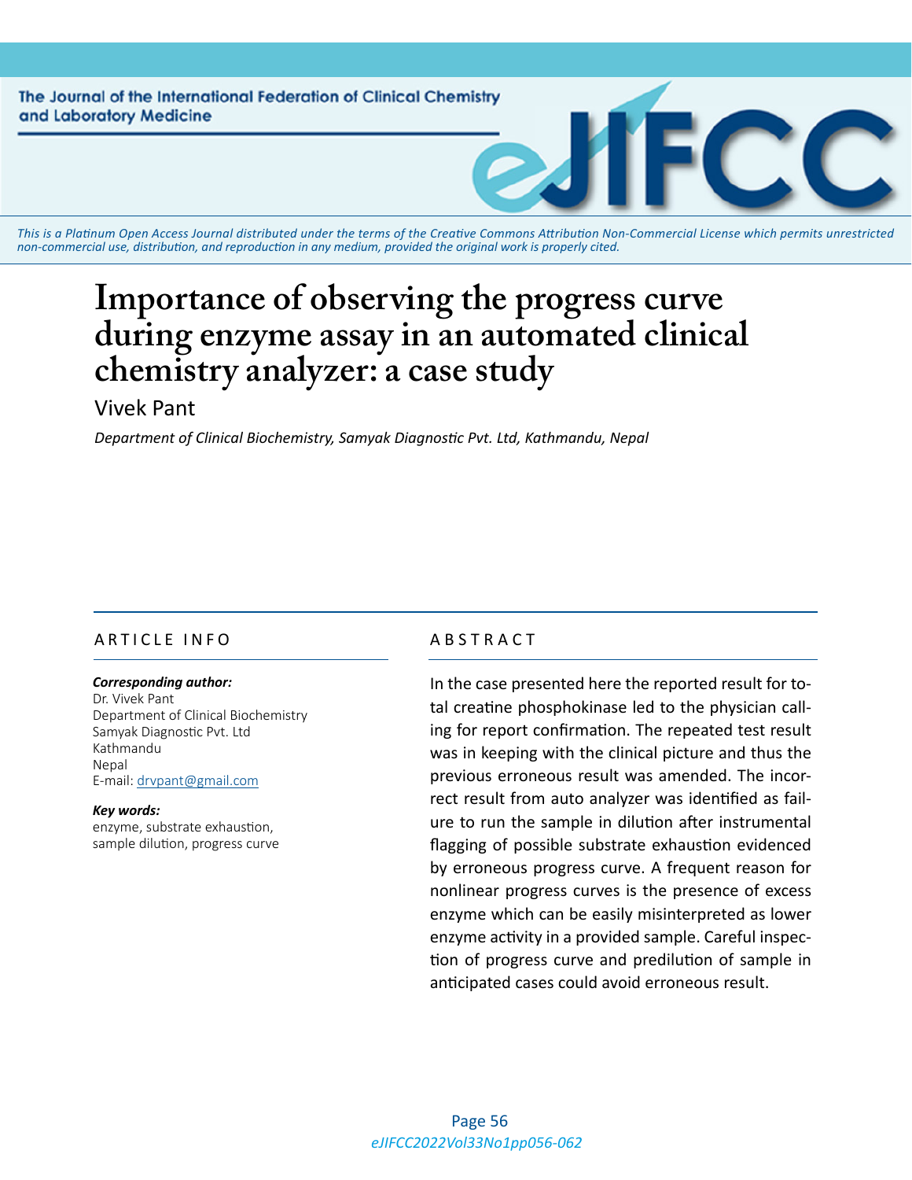The Journal of the International Federation of Clinical Chemistry and Laboratory Medicine

*This is a Platinum Open Access Journal distributed under the terms of the Creative Commons Attribution Non-Commercial License which permits unrestricted non-commercial use, distribution, and reproduction in any medium, provided the original work is properly cited.*

# Importance of observing the progress curve during enzyme assay in an automated clinical chemistry analyzer: a case study

Vivek Pant

*Department of Clinical Biochemistry, Samyak Diagnostic Pvt. Ltd, Kathmandu, Nepal*

## ARTICLE INFO

***Corresponding author:***
Dr. Vivek Pant
Department of Clinical Biochemistry
Samyak Diagnostic Pvt. Ltd
Kathmandu
Nepal
E-mail: drvpant@gmail.com

***Key words:***
enzyme, substrate exhaustion, sample dilution, progress curve

## ABSTRACT

In the case presented here the reported result for total creatine phosphokinase led to the physician calling for report confirmation. The repeated test result was in keeping with the clinical picture and thus the previous erroneous result was amended. The incorrect result from auto analyzer was identified as failure to run the sample in dilution after instrumental flagging of possible substrate exhaustion evidenced by erroneous progress curve. A frequent reason for nonlinear progress curves is the presence of excess enzyme which can be easily misinterpreted as lower enzyme activity in a provided sample. Careful inspection of progress curve and predilution of sample in anticipated cases could avoid erroneous result.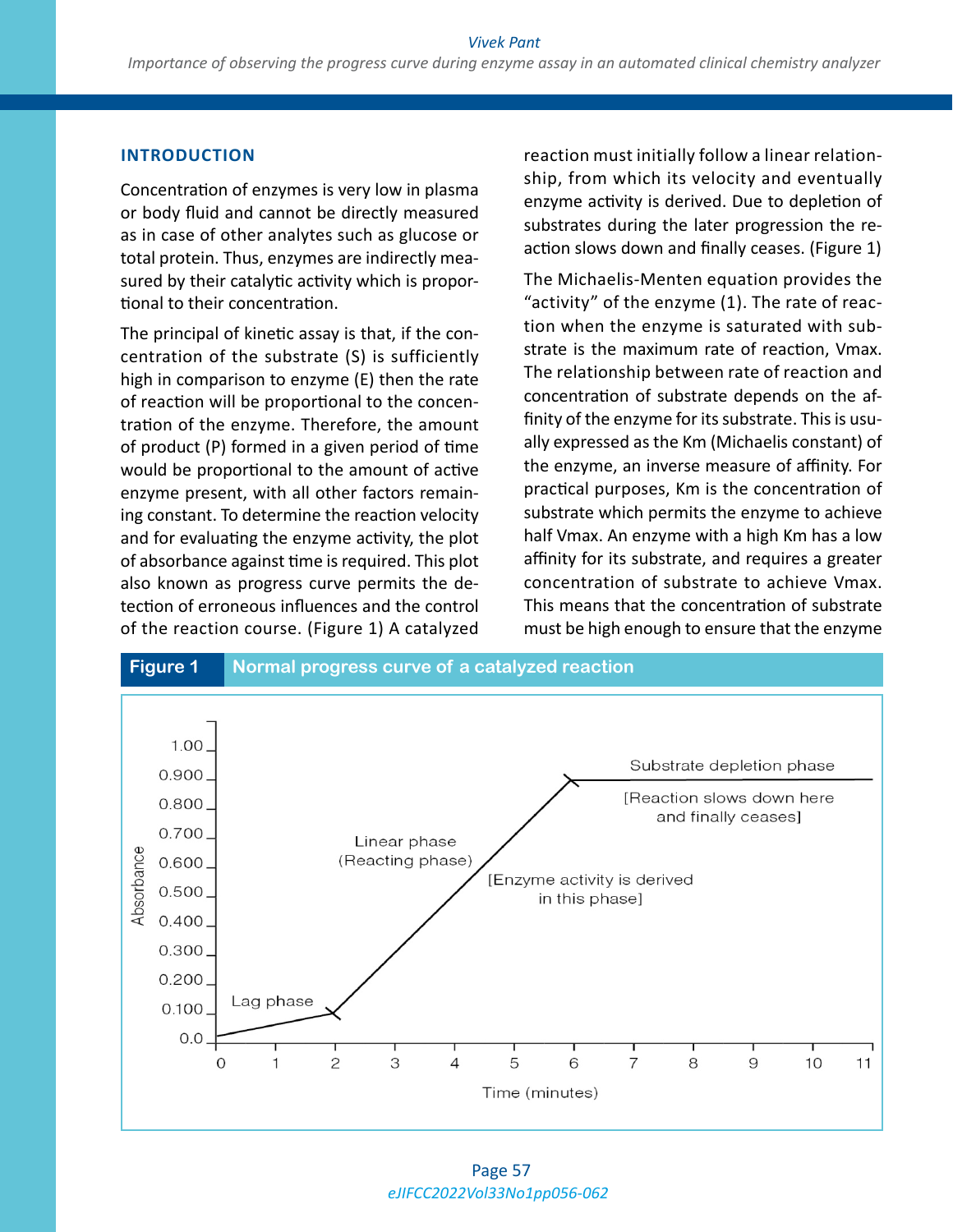## INTRODUCTION

Concentration of enzymes is very low in plasma or body fluid and cannot be directly measured as in case of other analytes such as glucose or total protein. Thus, enzymes are indirectly measured by their catalytic activity which is proportional to their concentration.

The principal of kinetic assay is that, if the concentration of the substrate (S) is sufficiently high in comparison to enzyme (E) then the rate of reaction will be proportional to the concentration of the enzyme. Therefore, the amount of product (P) formed in a given period of time would be proportional to the amount of active enzyme present, with all other factors remaining constant. To determine the reaction velocity and for evaluating the enzyme activity, the plot of absorbance against time is required. This plot also known as progress curve permits the detection of erroneous influences and the control of the reaction course. (Figure 1) A catalyzed reaction must initially follow a linear relationship, from which its velocity and eventually enzyme activity is derived. Due to depletion of substrates during the later progression the reaction slows down and finally ceases. (Figure 1)

The Michaelis-Menten equation provides the "activity" of the enzyme (1). The rate of reaction when the enzyme is saturated with substrate is the maximum rate of reaction, Vmax. The relationship between rate of reaction and concentration of substrate depends on the affinity of the enzyme for its substrate. This is usually expressed as the Km (Michaelis constant) of the enzyme, an inverse measure of affinity. For practical purposes, Km is the concentration of substrate which permits the enzyme to achieve half Vmax. An enzyme with a high Km has a low affinity for its substrate, and requires a greater concentration of substrate to achieve Vmax. This means that the concentration of substrate must be high enough to ensure that the enzyme

**Figure 1** Normal progress curve of a catalyzed reaction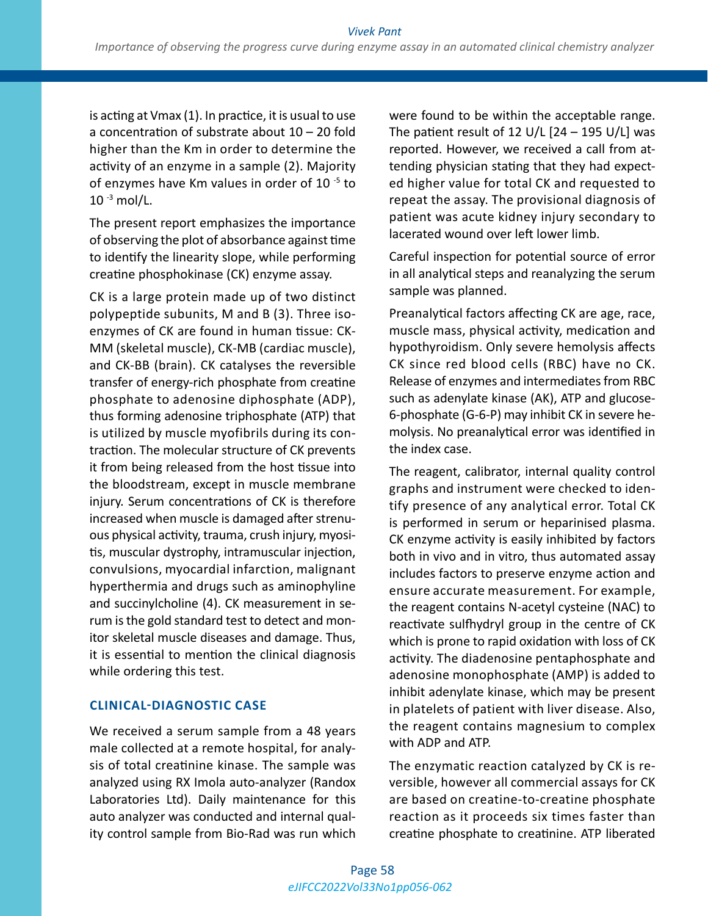is acting at Vmax (1). In practice, it is usual to use a concentration of substrate about 10 – 20 fold higher than the Km in order to determine the activity of an enzyme in a sample (2). Majority of enzymes have Km values in order of $10^{-5}$ to $10^{-3}$ mol/L.

The present report emphasizes the importance of observing the plot of absorbance against time to identify the linearity slope, while performing creatine phosphokinase (CK) enzyme assay.

CK is a large protein made up of two distinct polypeptide subunits, M and B (3). Three isoenzymes of CK are found in human tissue: CK-MM (skeletal muscle), CK-MB (cardiac muscle), and CK-BB (brain). CK catalyses the reversible transfer of energy-rich phosphate from creatine phosphate to adenosine diphosphate (ADP), thus forming adenosine triphosphate (ATP) that is utilized by muscle myofibrils during its contraction. The molecular structure of CK prevents it from being released from the host tissue into the bloodstream, except in muscle membrane injury. Serum concentrations of CK is therefore increased when muscle is damaged after strenuous physical activity, trauma, crush injury, myositis, muscular dystrophy, intramuscular injection, convulsions, myocardial infarction, malignant hyperthermia and drugs such as aminophyline and succinylcholine (4). CK measurement in serum is the gold standard test to detect and monitor skeletal muscle diseases and damage. Thus, it is essential to mention the clinical diagnosis while ordering this test.

## CLINICAL-DIAGNOSTIC CASE

We received a serum sample from a 48 years male collected at a remote hospital, for analysis of total creatinine kinase. The sample was analyzed using RX Imola auto-analyzer (Randox Laboratories Ltd). Daily maintenance for this auto analyzer was conducted and internal quality control sample from Bio-Rad was run which were found to be within the acceptable range. The patient result of 12 U/L [24 – 195 U/L] was reported. However, we received a call from attending physician stating that they had expected higher value for total CK and requested to repeat the assay. The provisional diagnosis of patient was acute kidney injury secondary to lacerated wound over left lower limb.

Careful inspection for potential source of error in all analytical steps and reanalyzing the serum sample was planned.

Preanalytical factors affecting CK are age, race, muscle mass, physical activity, medication and hypothyroidism. Only severe hemolysis affects CK since red blood cells (RBC) have no CK. Release of enzymes and intermediates from RBC such as adenylate kinase (AK), ATP and glucose-6-phosphate (G-6-P) may inhibit CK in severe hemolysis. No preanalytical error was identified in the index case.

The reagent, calibrator, internal quality control graphs and instrument were checked to identify presence of any analytical error. Total CK is performed in serum or heparinised plasma. CK enzyme activity is easily inhibited by factors both in vivo and in vitro, thus automated assay includes factors to preserve enzyme action and ensure accurate measurement. For example, the reagent contains N-acetyl cysteine (NAC) to reactivate sulfhydryl group in the centre of CK which is prone to rapid oxidation with loss of CK activity. The diadenosine pentaphosphate and adenosine monophosphate (AMP) is added to inhibit adenylate kinase, which may be present in platelets of patient with liver disease. Also, the reagent contains magnesium to complex with ADP and ATP.

The enzymatic reaction catalyzed by CK is reversible, however all commercial assays for CK are based on creatine-to-creatine phosphate reaction as it proceeds six times faster than creatine phosphate to creatinine. ATP liberated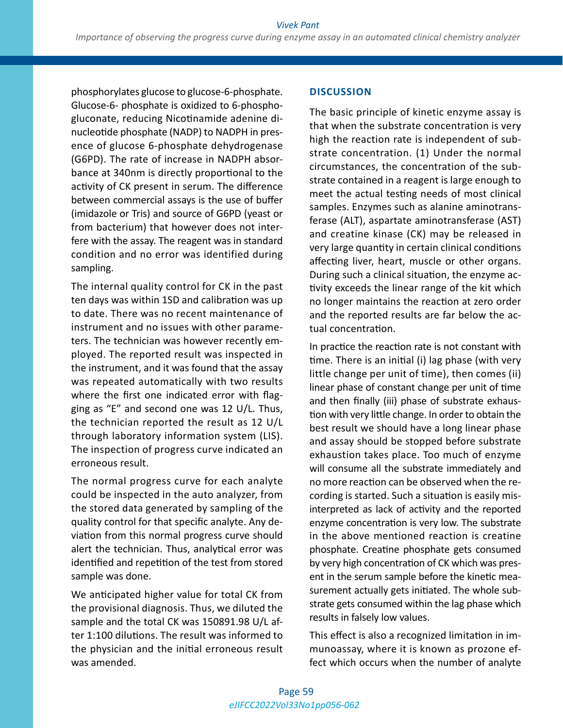phosphorylates glucose to glucose-6-phosphate. Glucose-6- phosphate is oxidized to 6-phosphogluconate, reducing Nicotinamide adenine dinucleotide phosphate (NADP) to NADPH in presence of glucose 6-phosphate dehydrogenase (G6PD). The rate of increase in NADPH absorbance at 340nm is directly proportional to the activity of CK present in serum. The difference between commercial assays is the use of buffer (imidazole or Tris) and source of G6PD (yeast or from bacterium) that however does not interfere with the assay. The reagent was in standard condition and no error was identified during sampling.

The internal quality control for CK in the past ten days was within 1SD and calibration was up to date. There was no recent maintenance of instrument and no issues with other parameters. The technician was however recently employed. The reported result was inspected in the instrument, and it was found that the assay was repeated automatically with two results where the first one indicated error with flagging as "E" and second one was 12 U/L. Thus, the technician reported the result as 12 U/L through laboratory information system (LIS). The inspection of progress curve indicated an erroneous result.

The normal progress curve for each analyte could be inspected in the auto analyzer, from the stored data generated by sampling of the quality control for that specific analyte. Any deviation from this normal progress curve should alert the technician. Thus, analytical error was identified and repetition of the test from stored sample was done.

We anticipated higher value for total CK from the provisional diagnosis. Thus, we diluted the sample and the total CK was 150891.98 U/L after 1:100 dilutions. The result was informed to the physician and the initial erroneous result was amended.

## DISCUSSION

The basic principle of kinetic enzyme assay is that when the substrate concentration is very high the reaction rate is independent of substrate concentration. (1) Under the normal circumstances, the concentration of the substrate contained in a reagent is large enough to meet the actual testing needs of most clinical samples. Enzymes such as alanine aminotransferase (ALT), aspartate aminotransferase (AST) and creatine kinase (CK) may be released in very large quantity in certain clinical conditions affecting liver, heart, muscle or other organs. During such a clinical situation, the enzyme activity exceeds the linear range of the kit which no longer maintains the reaction at zero order and the reported results are far below the actual concentration.

In practice the reaction rate is not constant with time. There is an initial (i) lag phase (with very little change per unit of time), then comes (ii) linear phase of constant change per unit of time and then finally (iii) phase of substrate exhaustion with very little change. In order to obtain the best result we should have a long linear phase and assay should be stopped before substrate exhaustion takes place. Too much of enzyme will consume all the substrate immediately and no more reaction can be observed when the recording is started. Such a situation is easily misinterpreted as lack of activity and the reported enzyme concentration is very low. The substrate in the above mentioned reaction is creatine phosphate. Creatine phosphate gets consumed by very high concentration of CK which was present in the serum sample before the kinetic measurement actually gets initiated. The whole substrate gets consumed within the lag phase which results in falsely low values.

This effect is also a recognized limitation in immunoassay, where it is known as prozone effect which occurs when the number of analyte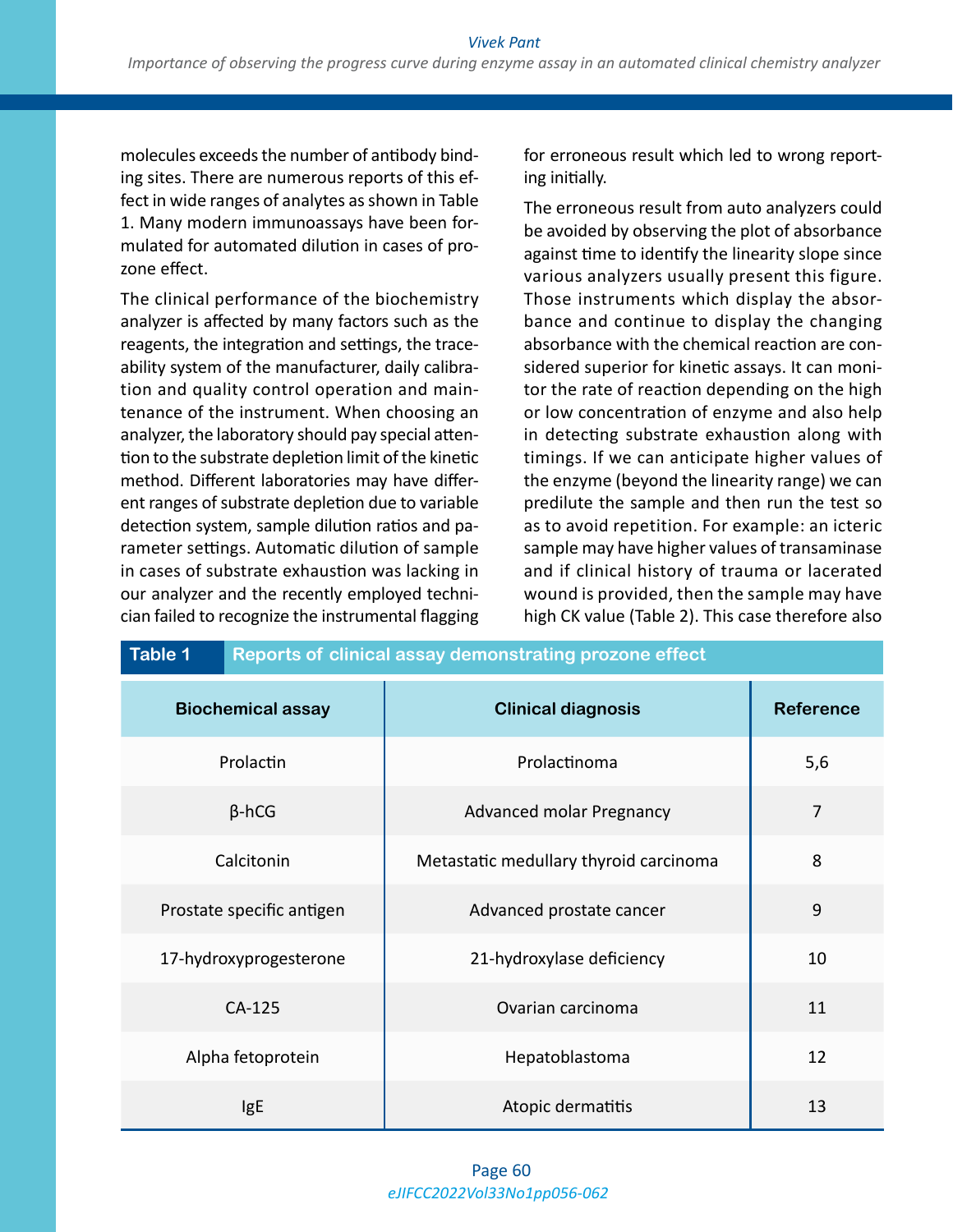molecules exceeds the number of antibody binding sites. There are numerous reports of this effect in wide ranges of analytes as shown in Table 1. Many modern immunoassays have been formulated for automated dilution in cases of prozone effect.

The clinical performance of the biochemistry analyzer is affected by many factors such as the reagents, the integration and settings, the traceability system of the manufacturer, daily calibration and quality control operation and maintenance of the instrument. When choosing an analyzer, the laboratory should pay special attention to the substrate depletion limit of the kinetic method. Different laboratories may have different ranges of substrate depletion due to variable detection system, sample dilution ratios and parameter settings. Automatic dilution of sample in cases of substrate exhaustion was lacking in our analyzer and the recently employed technician failed to recognize the instrumental flagging for erroneous result which led to wrong reporting initially.

The erroneous result from auto analyzers could be avoided by observing the plot of absorbance against time to identify the linearity slope since various analyzers usually present this figure. Those instruments which display the absorbance and continue to display the changing absorbance with the chemical reaction are considered superior for kinetic assays. It can monitor the rate of reaction depending on the high or low concentration of enzyme and also help in detecting substrate exhaustion along with timings. If we can anticipate higher values of the enzyme (beyond the linearity range) we can predilute the sample and then run the test so as to avoid repetition. For example: an icteric sample may have higher values of transaminase and if clinical history of trauma or lacerated wound is provided, then the sample may have high CK value (Table 2). This case therefore also

**Table 1 Reports of clinical assay demonstrating prozone effect**

| Biochemical assay | Clinical diagnosis | Reference |
|---|---|---|
| Prolactin | Prolactinoma | 5,6 |
| β-hCG | Advanced molar Pregnancy | 7 |
| Calcitonin | Metastatic medullary thyroid carcinoma | 8 |
| Prostate specific antigen | Advanced prostate cancer | 9 |
| 17-hydroxyprogesterone | 21-hydroxylase deficiency | 10 |
| CA-125 | Ovarian carcinoma | 11 |
| Alpha fetoprotein | Hepatoblastoma | 12 |
| IgE | Atopic dermatitis | 13 |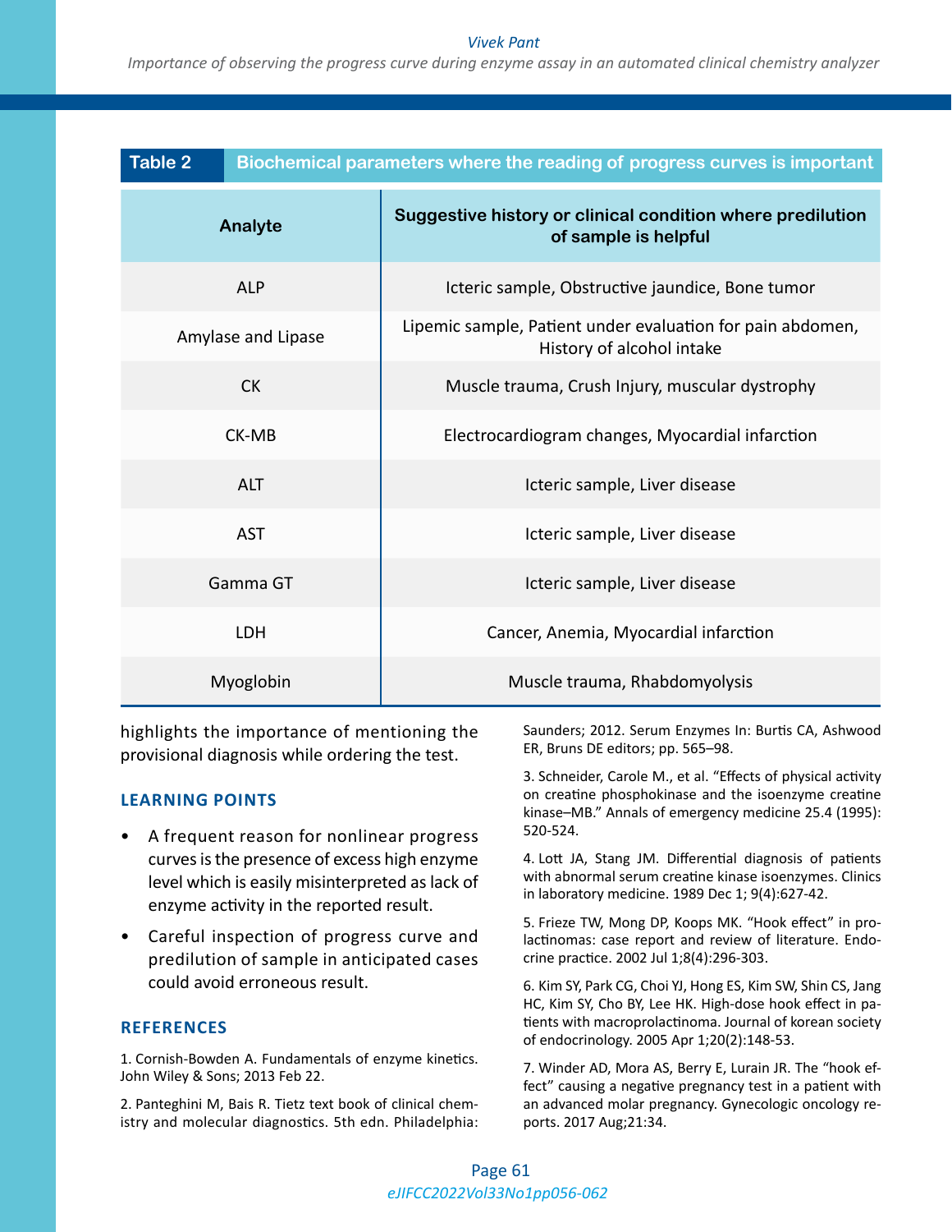**Table 2** Biochemical parameters where the reading of progress curves is important

| Analyte | Suggestive history or clinical condition where predilution of sample is helpful |
|---|---|
| ALP | Icteric sample, Obstructive jaundice, Bone tumor |
| Amylase and Lipase | Lipemic sample, Patient under evaluation for pain abdomen, History of alcohol intake |
| CK | Muscle trauma, Crush Injury, muscular dystrophy |
| CK-MB | Electrocardiogram changes, Myocardial infarction |
| ALT | Icteric sample, Liver disease |
| AST | Icteric sample, Liver disease |
| Gamma GT | Icteric sample, Liver disease |
| LDH | Cancer, Anemia, Myocardial infarction |
| Myoglobin | Muscle trauma, Rhabdomyolysis |

highlights the importance of mentioning the provisional diagnosis while ordering the test.

## LEARNING POINTS

- A frequent reason for nonlinear progress curves is the presence of excess high enzyme level which is easily misinterpreted as lack of enzyme activity in the reported result.
- Careful inspection of progress curve and predilution of sample in anticipated cases could avoid erroneous result.

## REFERENCES

1. Cornish-Bowden A. Fundamentals of enzyme kinetics. John Wiley & Sons; 2013 Feb 22.

2. Panteghini M, Bais R. Tietz text book of clinical chemistry and molecular diagnostics. 5th edn. Philadelphia: Saunders; 2012. Serum Enzymes In: Burtis CA, Ashwood ER, Bruns DE editors; pp. 565–98.

3. Schneider, Carole M., et al. "Effects of physical activity on creatine phosphokinase and the isoenzyme creatine kinase–MB." Annals of emergency medicine 25.4 (1995): 520-524.

4. Lott JA, Stang JM. Differential diagnosis of patients with abnormal serum creatine kinase isoenzymes. Clinics in laboratory medicine. 1989 Dec 1; 9(4):627-42.

5. Frieze TW, Mong DP, Koops MK. "Hook effect" in prolactinomas: case report and review of literature. Endocrine practice. 2002 Jul 1;8(4):296-303.

6. Kim SY, Park CG, Choi YJ, Hong ES, Kim SW, Shin CS, Jang HC, Kim SY, Cho BY, Lee HK. High-dose hook effect in patients with macroprolactinoma. Journal of korean society of endocrinology. 2005 Apr 1;20(2):148-53.

7. Winder AD, Mora AS, Berry E, Lurain JR. The "hook effect" causing a negative pregnancy test in a patient with an advanced molar pregnancy. Gynecologic oncology reports. 2017 Aug;21:34.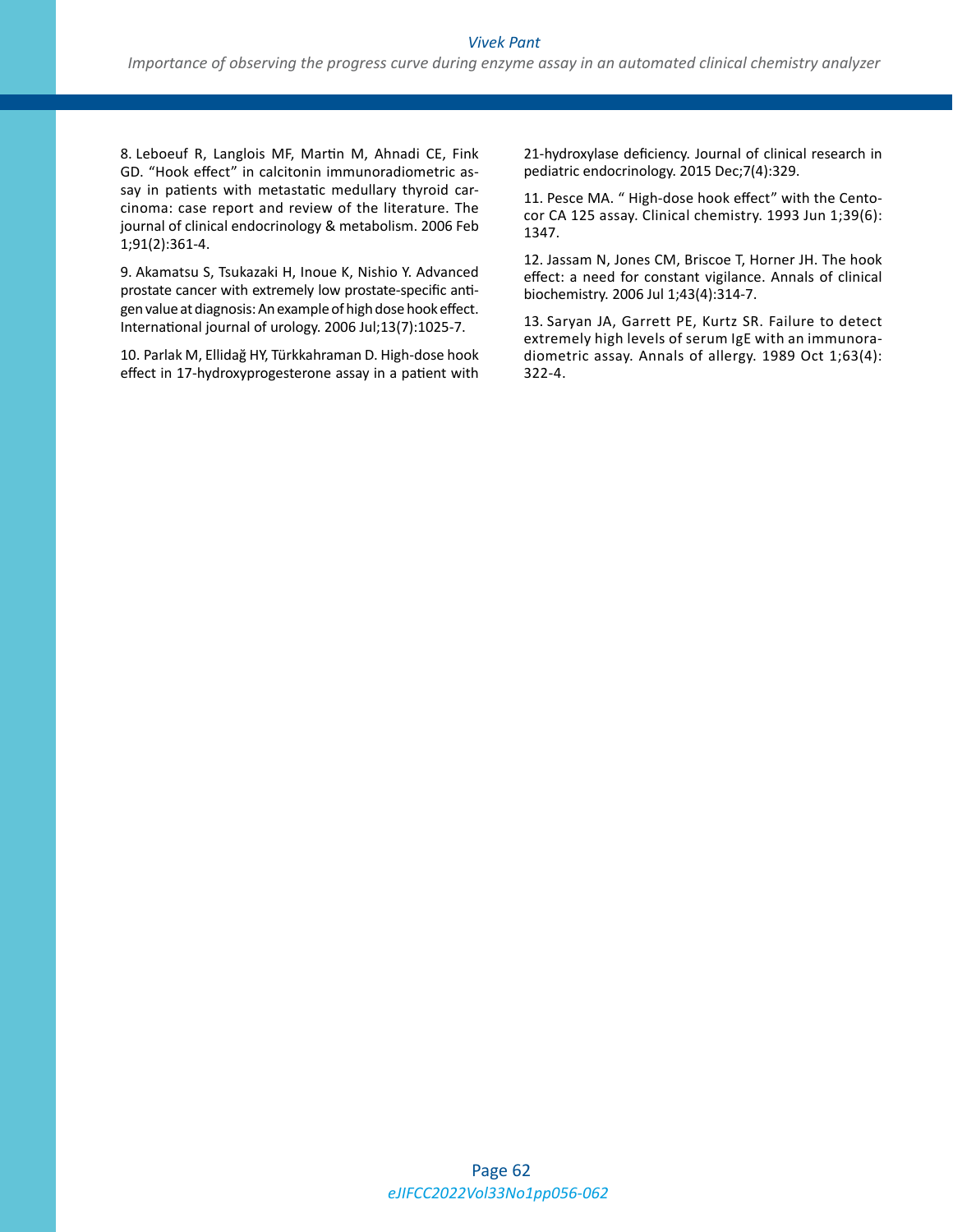8. Leboeuf R, Langlois MF, Martin M, Ahnadi CE, Fink GD. "Hook effect" in calcitonin immunoradiometric assay in patients with metastatic medullary thyroid carcinoma: case report and review of the literature. The journal of clinical endocrinology & metabolism. 2006 Feb 1;91(2):361-4.

9. Akamatsu S, Tsukazaki H, Inoue K, Nishio Y. Advanced prostate cancer with extremely low prostate-specific antigen value at diagnosis: An example of high dose hook effect. International journal of urology. 2006 Jul;13(7):1025-7.

10. Parlak M, Ellidağ HY, Türkkahraman D. High-dose hook effect in 17-hydroxyprogesterone assay in a patient with 21-hydroxylase deficiency. Journal of clinical research in pediatric endocrinology. 2015 Dec;7(4):329.

11. Pesce MA. " High-dose hook effect" with the Centocor CA 125 assay. Clinical chemistry. 1993 Jun 1;39(6): 1347.

12. Jassam N, Jones CM, Briscoe T, Horner JH. The hook effect: a need for constant vigilance. Annals of clinical biochemistry. 2006 Jul 1;43(4):314-7.

13. Saryan JA, Garrett PE, Kurtz SR. Failure to detect extremely high levels of serum IgE with an immunoradiometric assay. Annals of allergy. 1989 Oct 1;63(4): 322-4.